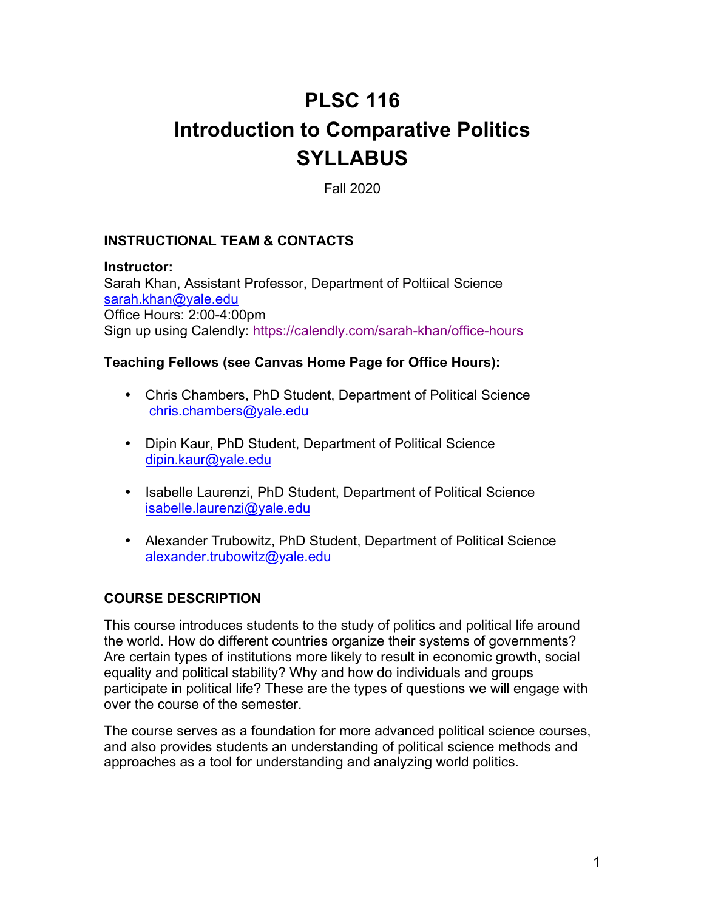# PLSC 116
# Introduction to Comparative Politics
# SYLLABUS

Fall 2020

## INSTRUCTIONAL TEAM & CONTACTS

**Instructor:**
Sarah Khan, Assistant Professor, Department of Poltiical Science
sarah.khan@yale.edu
Office Hours: 2:00-4:00pm
Sign up using Calendly: https://calendly.com/sarah-khan/office-hours

**Teaching Fellows (see Canvas Home Page for Office Hours):**

- Chris Chambers, PhD Student, Department of Political Science
  chris.chambers@yale.edu
- Dipin Kaur, PhD Student, Department of Political Science
  dipin.kaur@yale.edu
- Isabelle Laurenzi, PhD Student, Department of Political Science
  isabelle.laurenzi@yale.edu
- Alexander Trubowitz, PhD Student, Department of Political Science
  alexander.trubowitz@yale.edu

## COURSE DESCRIPTION

This course introduces students to the study of politics and political life around the world. How do different countries organize their systems of governments? Are certain types of institutions more likely to result in economic growth, social equality and political stability? Why and how do individuals and groups participate in political life? These are the types of questions we will engage with over the course of the semester.

The course serves as a foundation for more advanced political science courses, and also provides students an understanding of political science methods and approaches as a tool for understanding and analyzing world politics.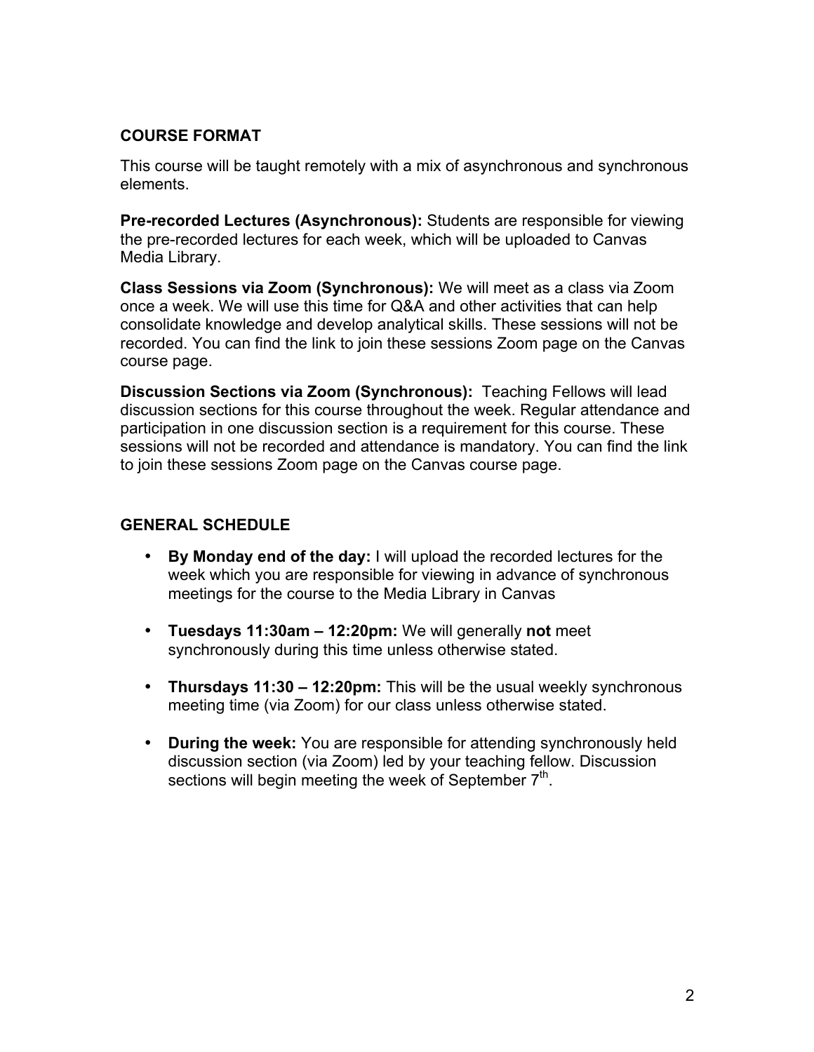## COURSE FORMAT

This course will be taught remotely with a mix of asynchronous and synchronous elements.

**Pre-recorded Lectures (Asynchronous):** Students are responsible for viewing the pre-recorded lectures for each week, which will be uploaded to Canvas Media Library.

**Class Sessions via Zoom (Synchronous):** We will meet as a class via Zoom once a week. We will use this time for Q&A and other activities that can help consolidate knowledge and develop analytical skills. These sessions will not be recorded. You can find the link to join these sessions Zoom page on the Canvas course page.

**Discussion Sections via Zoom (Synchronous):** Teaching Fellows will lead discussion sections for this course throughout the week. Regular attendance and participation in one discussion section is a requirement for this course. These sessions will not be recorded and attendance is mandatory. You can find the link to join these sessions Zoom page on the Canvas course page.

## GENERAL SCHEDULE

- **By Monday end of the day:** I will upload the recorded lectures for the week which you are responsible for viewing in advance of synchronous meetings for the course to the Media Library in Canvas

- **Tuesdays 11:30am – 12:20pm:** We will generally **not** meet synchronously during this time unless otherwise stated.

- **Thursdays 11:30 – 12:20pm:** This will be the usual weekly synchronous meeting time (via Zoom) for our class unless otherwise stated.

- **During the week:** You are responsible for attending synchronously held discussion section (via Zoom) led by your teaching fellow. Discussion sections will begin meeting the week of September 7th.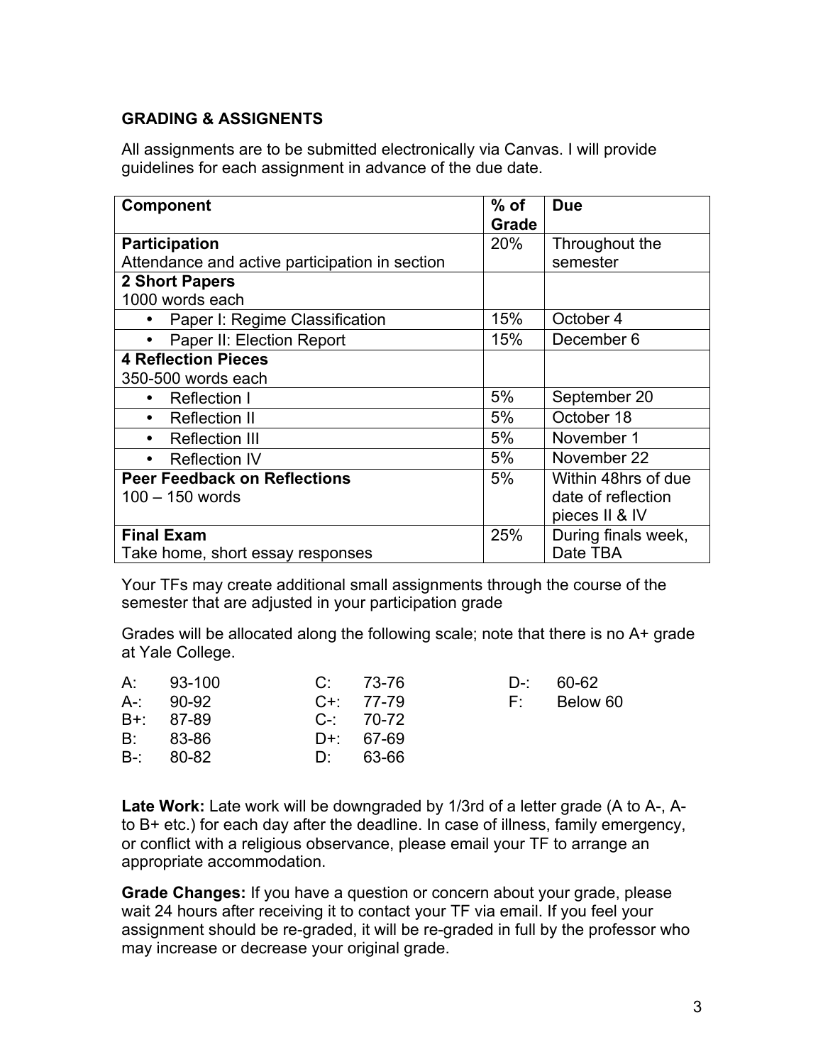**GRADING & ASSIGNENTS**

All assignments are to be submitted electronically via Canvas. I will provide guidelines for each assignment in advance of the due date.

| Component | % of Grade | Due |
|---|---|---|
| **Participation**<br>Attendance and active participation in section | 20% | Throughout the semester |
| **2 Short Papers**<br>1000 words each | | |
| • Paper I: Regime Classification | 15% | October 4 |
| • Paper II: Election Report | 15% | December 6 |
| **4 Reflection Pieces**<br>350-500 words each | | |
| • Reflection I | 5% | September 20 |
| • Reflection II | 5% | October 18 |
| • Reflection III | 5% | November 1 |
| • Reflection IV | 5% | November 22 |
| **Peer Feedback on Reflections**<br>100 – 150 words | 5% | Within 48hrs of due date of reflection pieces II & IV |
| **Final Exam**<br>Take home, short essay responses | 25% | During finals week, Date TBA |

Your TFs may create additional small assignments through the course of the semester that are adjusted in your participation grade

Grades will be allocated along the following scale; note that there is no A+ grade at Yale College.

| | | | | | |
|---|---|---|---|---|---|
| A: | 93-100 | C: | 73-76 | D-: | 60-62 |
| A-: | 90-92 | C+: | 77-79 | F: | Below 60 |
| B+: | 87-89 | C-: | 70-72 | | |
| B: | 83-86 | D+: | 67-69 | | |
| B-: | 80-82 | D: | 63-66 | | |

**Late Work:** Late work will be downgraded by 1/3rd of a letter grade (A to A-, A- to B+ etc.) for each day after the deadline. In case of illness, family emergency, or conflict with a religious observance, please email your TF to arrange an appropriate accommodation.

**Grade Changes:** If you have a question or concern about your grade, please wait 24 hours after receiving it to contact your TF via email. If you feel your assignment should be re-graded, it will be re-graded in full by the professor who may increase or decrease your original grade.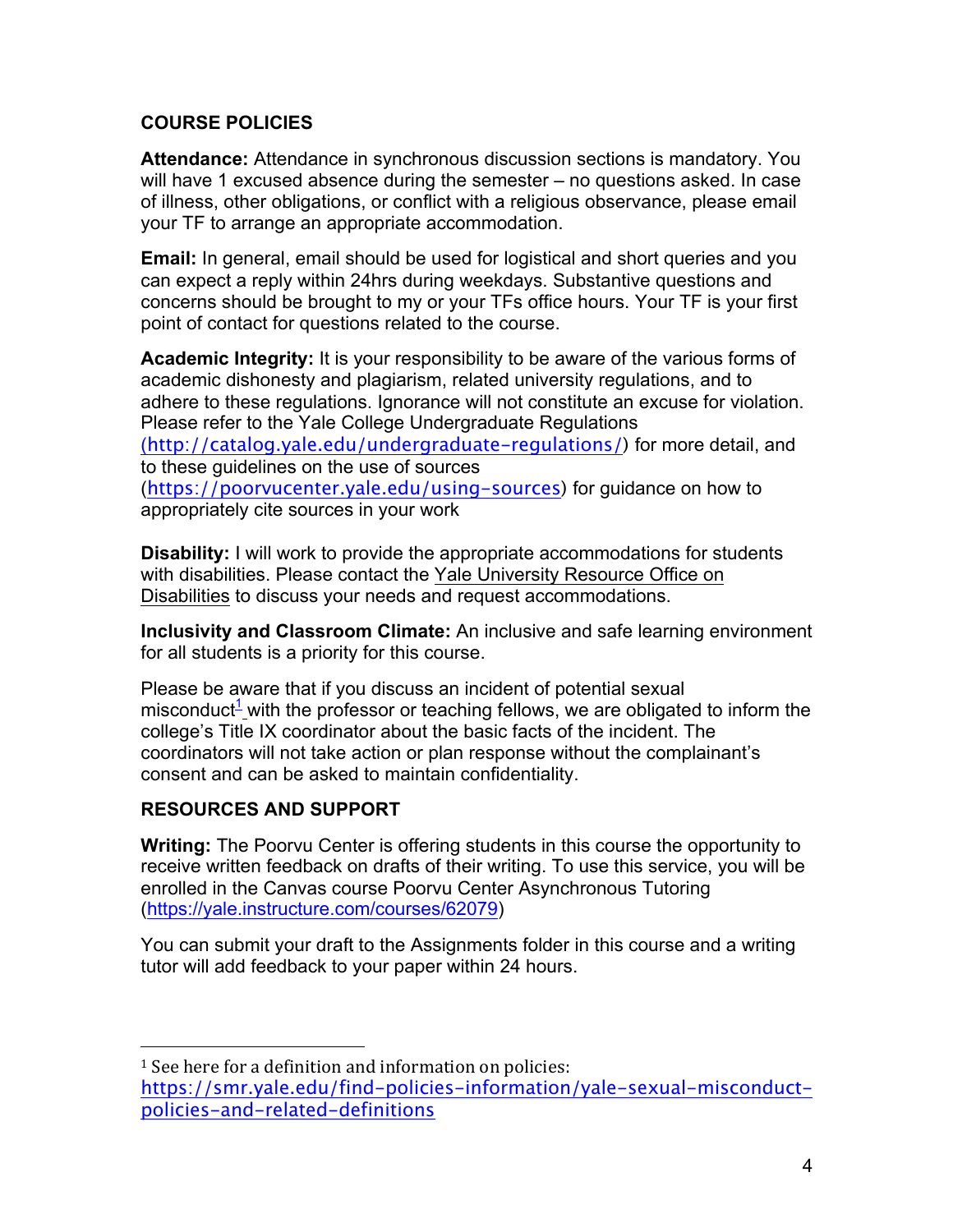## COURSE POLICIES

**Attendance:** Attendance in synchronous discussion sections is mandatory. You will have 1 excused absence during the semester – no questions asked. In case of illness, other obligations, or conflict with a religious observance, please email your TF to arrange an appropriate accommodation.

**Email:** In general, email should be used for logistical and short queries and you can expect a reply within 24hrs during weekdays. Substantive questions and concerns should be brought to my or your TFs office hours. Your TF is your first point of contact for questions related to the course.

**Academic Integrity:** It is your responsibility to be aware of the various forms of academic dishonesty and plagiarism, related university regulations, and to adhere to these regulations. Ignorance will not constitute an excuse for violation. Please refer to the Yale College Undergraduate Regulations (http://catalog.yale.edu/undergraduate-regulations/) for more detail, and to these guidelines on the use of sources (https://poorvucenter.yale.edu/using-sources) for guidance on how to appropriately cite sources in your work

**Disability:** I will work to provide the appropriate accommodations for students with disabilities. Please contact the Yale University Resource Office on Disabilities to discuss your needs and request accommodations.

**Inclusivity and Classroom Climate:** An inclusive and safe learning environment for all students is a priority for this course.

Please be aware that if you discuss an incident of potential sexual misconduct[1] with the professor or teaching fellows, we are obligated to inform the college's Title IX coordinator about the basic facts of the incident. The coordinators will not take action or plan response without the complainant's consent and can be asked to maintain confidentiality.

## RESOURCES AND SUPPORT

**Writing:** The Poorvu Center is offering students in this course the opportunity to receive written feedback on drafts of their writing. To use this service, you will be enrolled in the Canvas course Poorvu Center Asynchronous Tutoring (https://yale.instructure.com/courses/62079)

You can submit your draft to the Assignments folder in this course and a writing tutor will add feedback to your paper within 24 hours.

---

[1] See here for a definition and information on policies: https://smr.yale.edu/find-policies-information/yale-sexual-misconduct-policies-and-related-definitions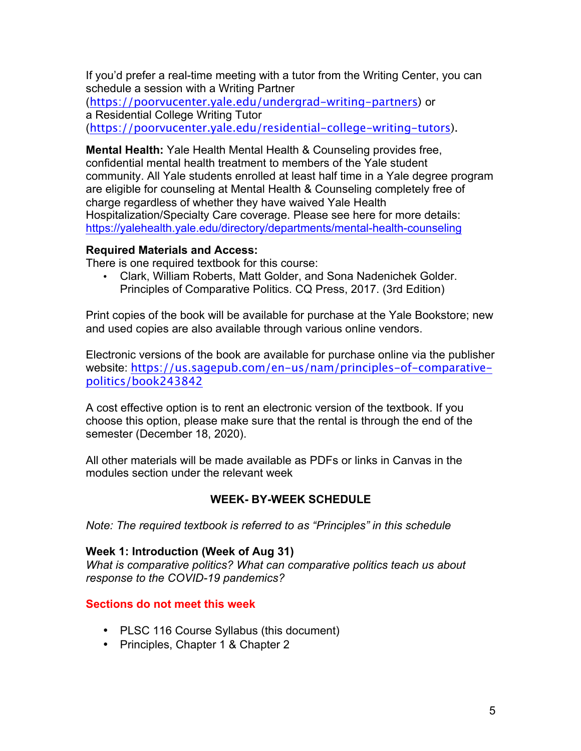If you'd prefer a real-time meeting with a tutor from the Writing Center, you can schedule a session with a Writing Partner (https://poorvucenter.yale.edu/undergrad-writing-partners) or a Residential College Writing Tutor (https://poorvucenter.yale.edu/residential-college-writing-tutors).

**Mental Health:** Yale Health Mental Health & Counseling provides free, confidential mental health treatment to members of the Yale student community. All Yale students enrolled at least half time in a Yale degree program are eligible for counseling at Mental Health & Counseling completely free of charge regardless of whether they have waived Yale Health Hospitalization/Specialty Care coverage. Please see here for more details: https://yalehealth.yale.edu/directory/departments/mental-health-counseling

**Required Materials and Access:**
There is one required textbook for this course:

- Clark, William Roberts, Matt Golder, and Sona Nadenichek Golder. Principles of Comparative Politics. CQ Press, 2017. (3rd Edition)

Print copies of the book will be available for purchase at the Yale Bookstore; new and used copies are also available through various online vendors.

Electronic versions of the book are available for purchase online via the publisher website: https://us.sagepub.com/en-us/nam/principles-of-comparative-politics/book243842

A cost effective option is to rent an electronic version of the textbook. If you choose this option, please make sure that the rental is through the end of the semester (December 18, 2020).

All other materials will be made available as PDFs or links in Canvas in the modules section under the relevant week

## WEEK- BY-WEEK SCHEDULE

*Note: The required textbook is referred to as "Principles" in this schedule*

### Week 1: Introduction (Week of Aug 31)

*What is comparative politics? What can comparative politics teach us about response to the COVID-19 pandemics?*

**Sections do not meet this week**

- PLSC 116 Course Syllabus (this document)
- Principles, Chapter 1 & Chapter 2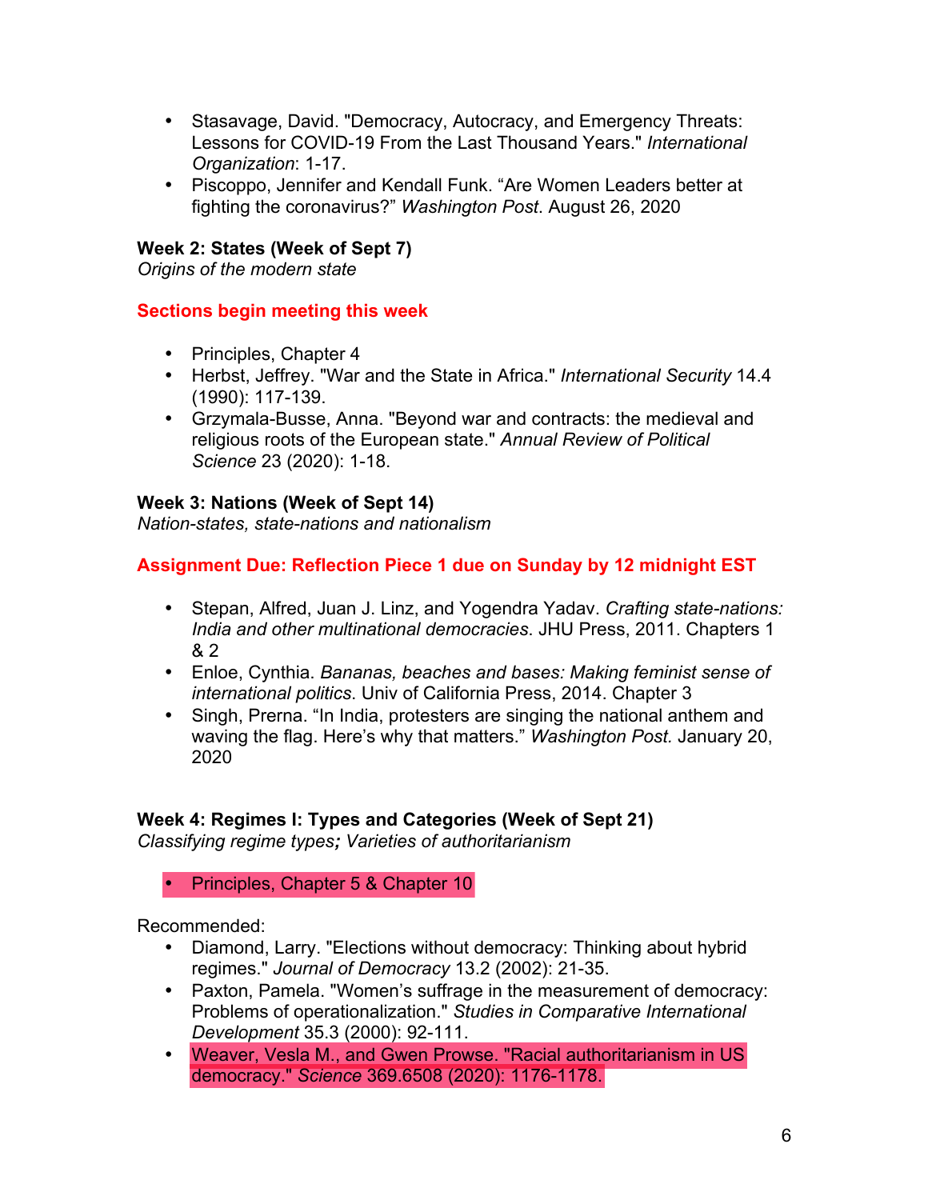- Stasavage, David. "Democracy, Autocracy, and Emergency Threats: Lessons for COVID-19 From the Last Thousand Years." *International Organization*: 1-17.
- Piscoppo, Jennifer and Kendall Funk. "Are Women Leaders better at fighting the coronavirus?" *Washington Post*. August 26, 2020

**Week 2: States (Week of Sept 7)**
*Origins of the modern state*

**Sections begin meeting this week**

- Principles, Chapter 4
- Herbst, Jeffrey. "War and the State in Africa." *International Security* 14.4 (1990): 117-139.
- Grzymala-Busse, Anna. "Beyond war and contracts: the medieval and religious roots of the European state." *Annual Review of Political Science* 23 (2020): 1-18.

**Week 3: Nations (Week of Sept 14)**
*Nation-states, state-nations and nationalism*

**Assignment Due: Reflection Piece 1 due on Sunday by 12 midnight EST**

- Stepan, Alfred, Juan J. Linz, and Yogendra Yadav. *Crafting state-nations: India and other multinational democracies*. JHU Press, 2011. Chapters 1 & 2
- Enloe, Cynthia. *Bananas, beaches and bases: Making feminist sense of international politics*. Univ of California Press, 2014. Chapter 3
- Singh, Prerna. "In India, protesters are singing the national anthem and waving the flag. Here's why that matters." *Washington Post.* January 20, 2020

**Week 4: Regimes I: Types and Categories (Week of Sept 21)**
*Classifying regime types; Varieties of authoritarianism*

- Principles, Chapter 5 & Chapter 10

Recommended:

- Diamond, Larry. "Elections without democracy: Thinking about hybrid regimes." *Journal of Democracy* 13.2 (2002): 21-35.
- Paxton, Pamela. "Women's suffrage in the measurement of democracy: Problems of operationalization." *Studies in Comparative International Development* 35.3 (2000): 92-111.
- Weaver, Vesla M., and Gwen Prowse. "Racial authoritarianism in US democracy." *Science* 369.6508 (2020): 1176-1178.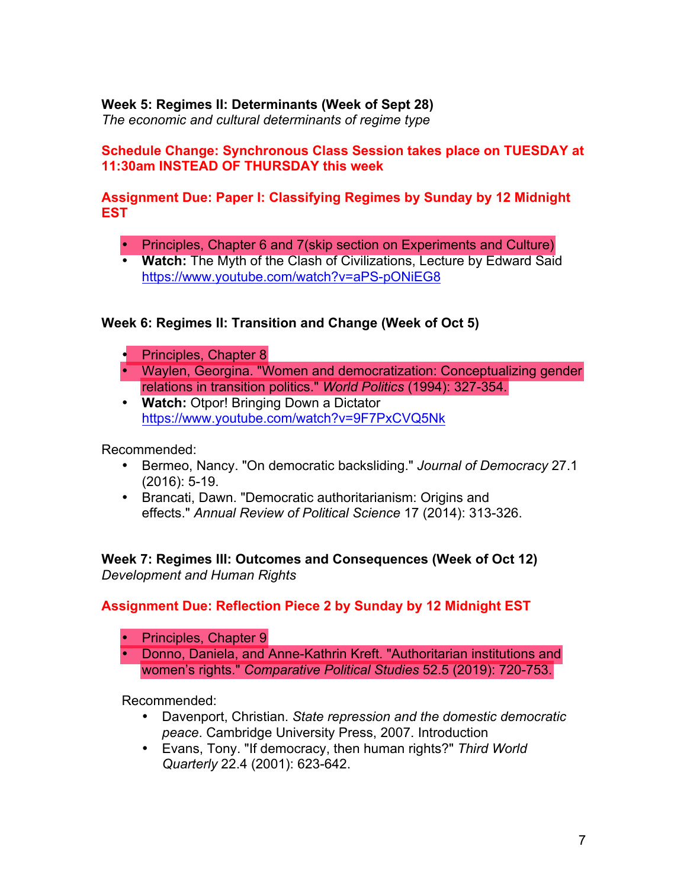**Week 5: Regimes II: Determinants (Week of Sept 28)**
*The economic and cultural determinants of regime type*

**Schedule Change: Synchronous Class Session takes place on TUESDAY at 11:30am INSTEAD OF THURSDAY this week**

**Assignment Due: Paper I: Classifying Regimes by Sunday by 12 Midnight EST**

- Principles, Chapter 6 and 7(skip section on Experiments and Culture)
- **Watch:** The Myth of the Clash of Civilizations, Lecture by Edward Said https://www.youtube.com/watch?v=aPS-pONiEG8

**Week 6: Regimes II: Transition and Change (Week of Oct 5)**

- Principles, Chapter 8
- Waylen, Georgina. "Women and democratization: Conceptualizing gender relations in transition politics." *World Politics* (1994): 327-354.
- **Watch:** Otpor! Bringing Down a Dictator https://www.youtube.com/watch?v=9F7PxCVQ5Nk

Recommended:
- Bermeo, Nancy. "On democratic backsliding." *Journal of Democracy* 27.1 (2016): 5-19.
- Brancati, Dawn. "Democratic authoritarianism: Origins and effects." *Annual Review of Political Science* 17 (2014): 313-326.

**Week 7: Regimes III: Outcomes and Consequences (Week of Oct 12)**
*Development and Human Rights*

**Assignment Due: Reflection Piece 2 by Sunday by 12 Midnight EST**

- Principles, Chapter 9
- Donno, Daniela, and Anne-Kathrin Kreft. "Authoritarian institutions and women's rights." *Comparative Political Studies* 52.5 (2019): 720-753.

Recommended:
- Davenport, Christian. *State repression and the domestic democratic peace*. Cambridge University Press, 2007. Introduction
- Evans, Tony. "If democracy, then human rights?" *Third World Quarterly* 22.4 (2001): 623-642.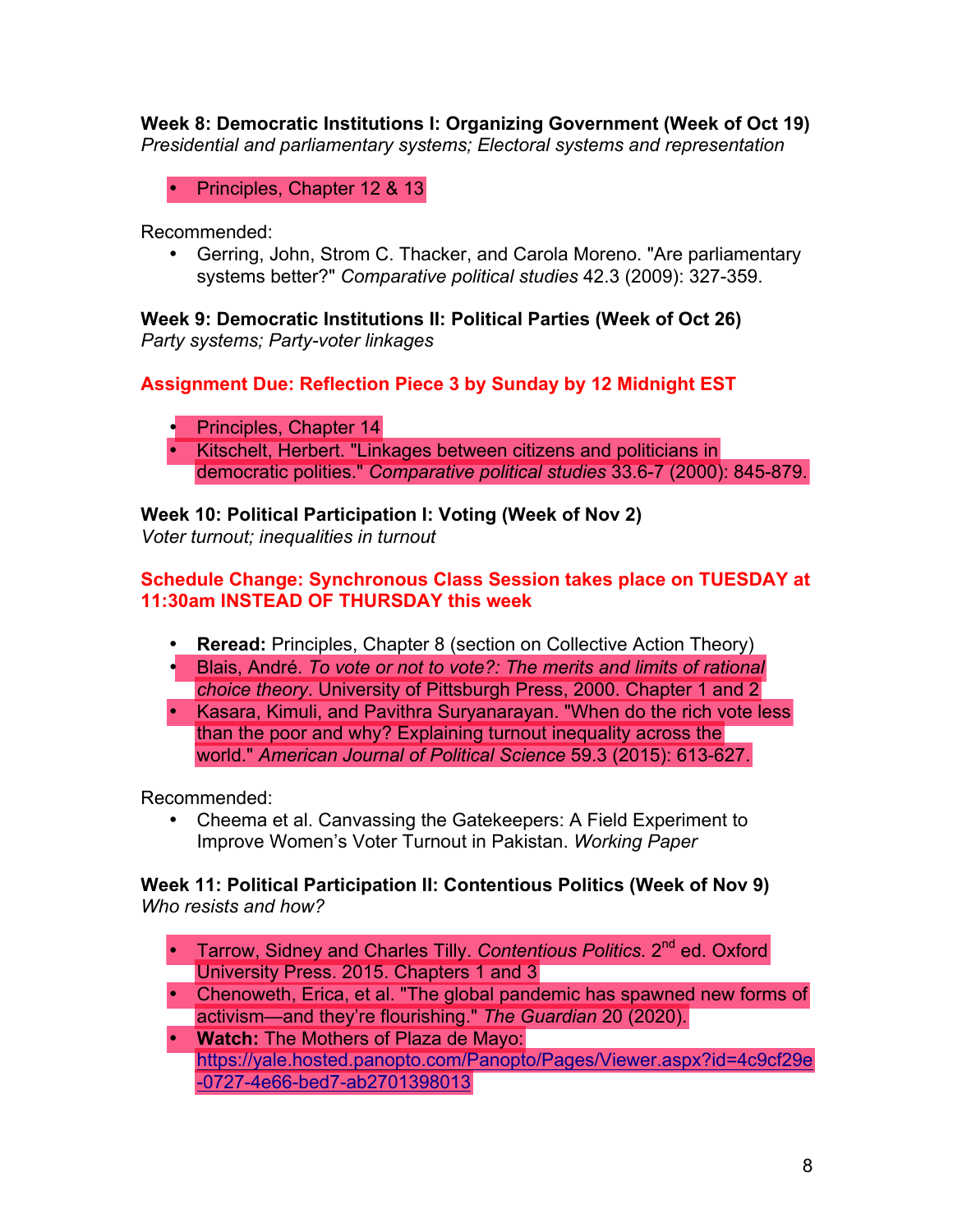**Week 8: Democratic Institutions I: Organizing Government (Week of Oct 19)**
*Presidential and parliamentary systems; Electoral systems and representation*

- Principles, Chapter 12 & 13

Recommended:

- Gerring, John, Strom C. Thacker, and Carola Moreno. "Are parliamentary systems better?" *Comparative political studies* 42.3 (2009): 327-359.

**Week 9: Democratic Institutions II: Political Parties (Week of Oct 26)**
*Party systems; Party-voter linkages*

**Assignment Due: Reflection Piece 3 by Sunday by 12 Midnight EST**

- Principles, Chapter 14
- Kitschelt, Herbert. "Linkages between citizens and politicians in democratic polities." *Comparative political studies* 33.6-7 (2000): 845-879.

**Week 10: Political Participation I: Voting (Week of Nov 2)**
*Voter turnout; inequalities in turnout*

**Schedule Change: Synchronous Class Session takes place on TUESDAY at 11:30am INSTEAD OF THURSDAY this week**

- **Reread:** Principles, Chapter 8 (section on Collective Action Theory)
- Blais, André. *To vote or not to vote?: The merits and limits of rational choice theory*. University of Pittsburgh Press, 2000. Chapter 1 and 2
- Kasara, Kimuli, and Pavithra Suryanarayan. "When do the rich vote less than the poor and why? Explaining turnout inequality across the world." *American Journal of Political Science* 59.3 (2015): 613-627.

Recommended:

- Cheema et al. Canvassing the Gatekeepers: A Field Experiment to Improve Women's Voter Turnout in Pakistan. *Working Paper*

**Week 11: Political Participation II: Contentious Politics (Week of Nov 9)**
*Who resists and how?*

- Tarrow, Sidney and Charles Tilly. *Contentious Politics.* 2nd ed. Oxford University Press. 2015. Chapters 1 and 3
- Chenoweth, Erica, et al. "The global pandemic has spawned new forms of activism—and they're flourishing." *The Guardian* 20 (2020).
- **Watch:** The Mothers of Plaza de Mayo: https://yale.hosted.panopto.com/Panopto/Pages/Viewer.aspx?id=4c9cf29e-0727-4e66-bed7-ab2701398013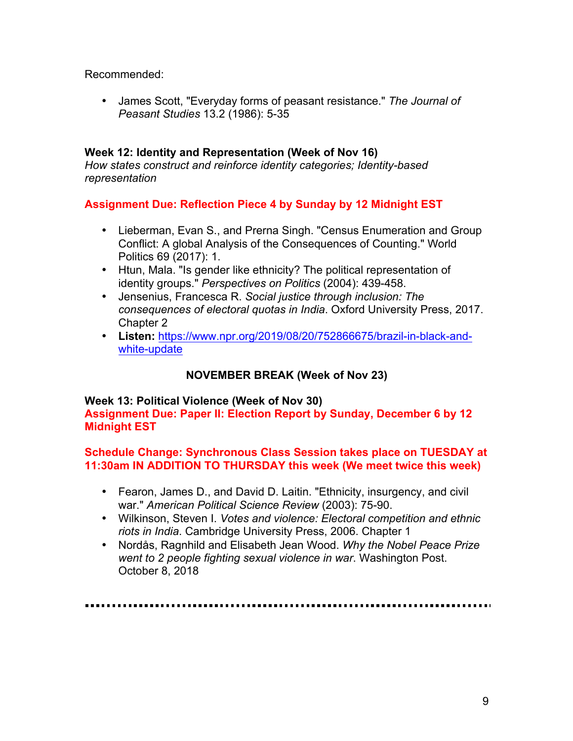Recommended:

- James Scott, "Everyday forms of peasant resistance." *The Journal of Peasant Studies* 13.2 (1986): 5-35

**Week 12: Identity and Representation (Week of Nov 16)**
*How states construct and reinforce identity categories; Identity-based representation*

**Assignment Due: Reflection Piece 4 by Sunday by 12 Midnight EST**

- Lieberman, Evan S., and Prerna Singh. "Census Enumeration and Group Conflict: A global Analysis of the Consequences of Counting." World Politics 69 (2017): 1.
- Htun, Mala. "Is gender like ethnicity? The political representation of identity groups." *Perspectives on Politics* (2004): 439-458.
- Jensenius, Francesca R. *Social justice through inclusion: The consequences of electoral quotas in India*. Oxford University Press, 2017. Chapter 2
- **Listen:** [https://www.npr.org/2019/08/20/752866675/brazil-in-black-and-white-update](https://www.npr.org/2019/08/20/752866675/brazil-in-black-and-white-update)

**NOVEMBER BREAK (Week of Nov 23)**

**Week 13: Political Violence (Week of Nov 30)**
**Assignment Due: Paper II: Election Report by Sunday, December 6 by 12 Midnight EST**

**Schedule Change: Synchronous Class Session takes place on TUESDAY at 11:30am IN ADDITION TO THURSDAY this week (We meet twice this week)**

- Fearon, James D., and David D. Laitin. "Ethnicity, insurgency, and civil war." *American Political Science Review* (2003): 75-90.
- Wilkinson, Steven I. *Votes and violence: Electoral competition and ethnic riots in India*. Cambridge University Press, 2006. Chapter 1
- Nordås, Ragnhild and Elisabeth Jean Wood. *Why the Nobel Peace Prize went to 2 people fighting sexual violence in war*. Washington Post. October 8, 2018